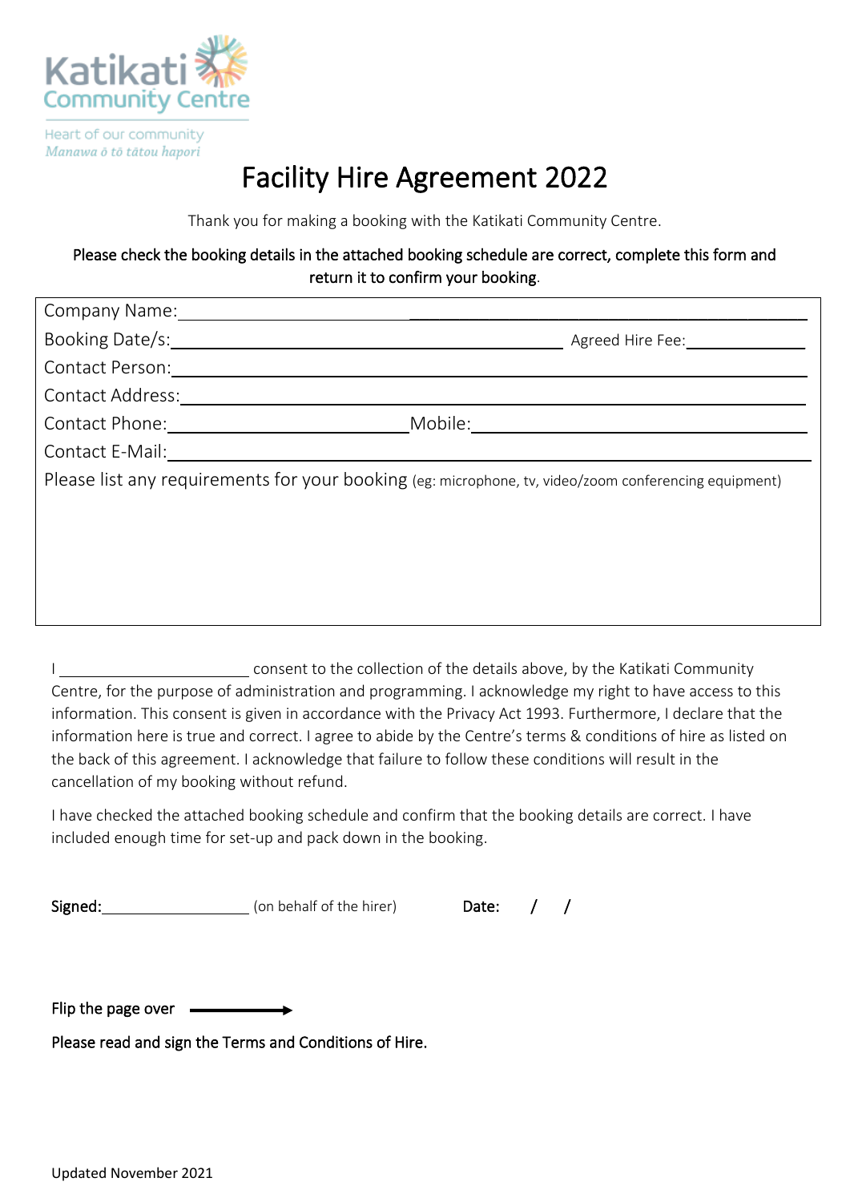Katikati Community Centre

Heart of our community
*Manawa ō tō tātou hapori*

# Facility Hire Agreement 2022

Thank you for making a booking with the Katikati Community Centre.

**Please check the booking details in the attached booking schedule are correct, complete this form and return it to confirm your booking.**

Company Name: ______________________________________________

Booking Date/s: ______________________________ Agreed Hire Fee: ____________

Contact Person: ______________________________________________

Contact Address: ______________________________________________

Contact Phone: ____________________ Mobile: ____________________

Contact E-Mail: ______________________________________________

Please list any requirements for your booking (eg: microphone, tv, video/zoom conferencing equipment)

I ____________________ consent to the collection of the details above, by the Katikati Community Centre, for the purpose of administration and programming. I acknowledge my right to have access to this information. This consent is given in accordance with the Privacy Act 1993. Furthermore, I declare that the information here is true and correct. I agree to abide by the Centre's terms & conditions of hire as listed on the back of this agreement. I acknowledge that failure to follow these conditions will result in the cancellation of my booking without refund.

I have checked the attached booking schedule and confirm that the booking details are correct. I have included enough time for set-up and pack down in the booking.

**Signed:** ________________ (on behalf of the hirer) **Date:** / /

**Flip the page over** →

**Please read and sign the Terms and Conditions of Hire.**

Updated November 2021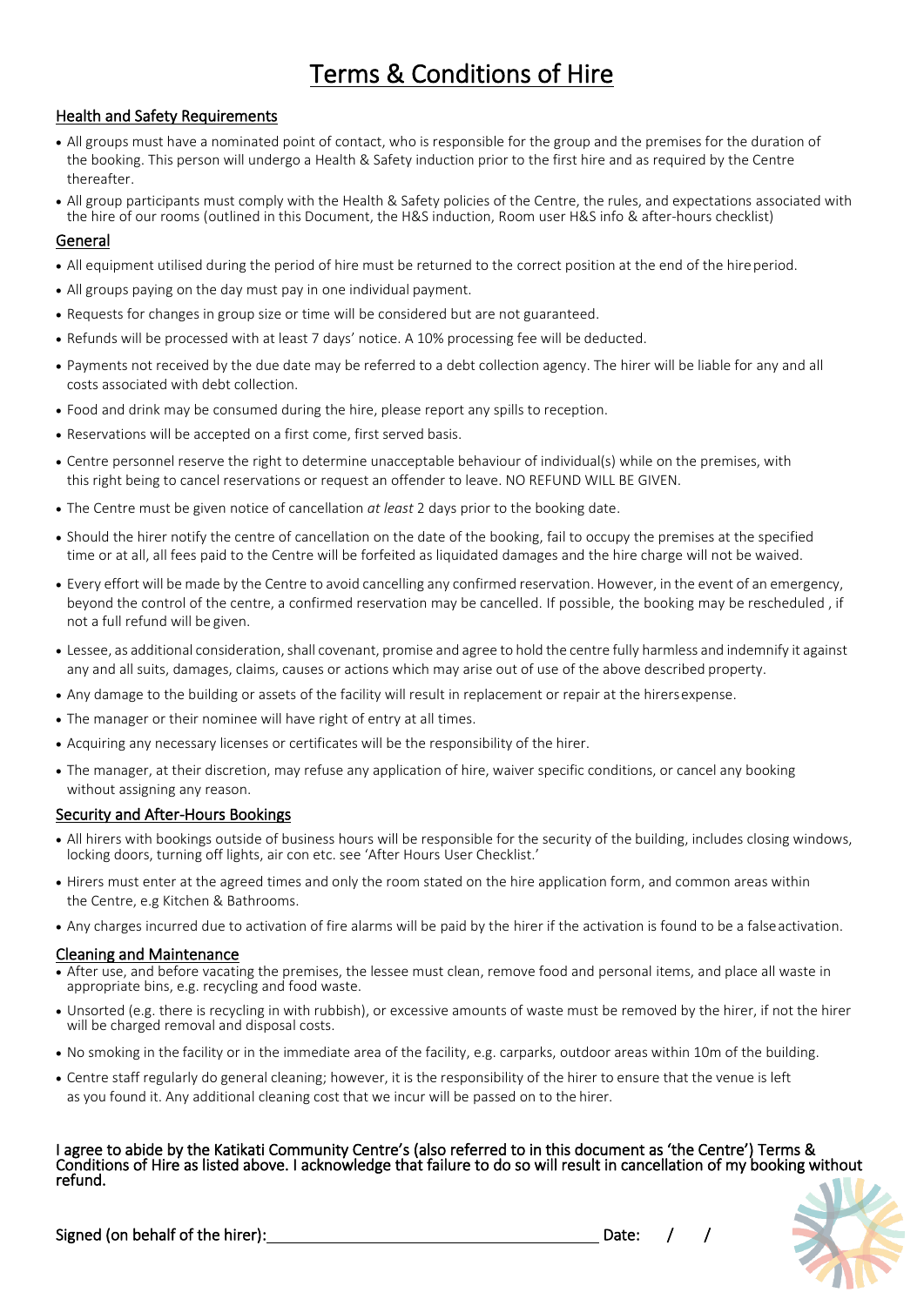# Terms & Conditions of Hire

## Health and Safety Requirements

- All groups must have a nominated point of contact, who is responsible for the group and the premises for the duration of the booking. This person will undergo a Health & Safety induction prior to the first hire and as required by the Centre thereafter.
- All group participants must comply with the Health & Safety policies of the Centre, the rules, and expectations associated with the hire of our rooms (outlined in this Document, the H&S induction, Room user H&S info & after-hours checklist)

## General

- All equipment utilised during the period of hire must be returned to the correct position at the end of the hire period.
- All groups paying on the day must pay in one individual payment.
- Requests for changes in group size or time will be considered but are not guaranteed.
- Refunds will be processed with at least 7 days' notice. A 10% processing fee will be deducted.
- Payments not received by the due date may be referred to a debt collection agency. The hirer will be liable for any and all costs associated with debt collection.
- Food and drink may be consumed during the hire, please report any spills to reception.
- Reservations will be accepted on a first come, first served basis.
- Centre personnel reserve the right to determine unacceptable behaviour of individual(s) while on the premises, with this right being to cancel reservations or request an offender to leave. NO REFUND WILL BE GIVEN.
- The Centre must be given notice of cancellation *at least* 2 days prior to the booking date.
- Should the hirer notify the centre of cancellation on the date of the booking, fail to occupy the premises at the specified time or at all, all fees paid to the Centre will be forfeited as liquidated damages and the hire charge will not be waived.
- Every effort will be made by the Centre to avoid cancelling any confirmed reservation. However, in the event of an emergency, beyond the control of the centre, a confirmed reservation may be cancelled. If possible, the booking may be rescheduled , if not a full refund will be given.
- Lessee, as additional consideration, shall covenant, promise and agree to hold the centre fully harmless and indemnify it against any and all suits, damages, claims, causes or actions which may arise out of use of the above described property.
- Any damage to the building or assets of the facility will result in replacement or repair at the hirers expense.
- The manager or their nominee will have right of entry at all times.
- Acquiring any necessary licenses or certificates will be the responsibility of the hirer.
- The manager, at their discretion, may refuse any application of hire, waiver specific conditions, or cancel any booking without assigning any reason.

## Security and After-Hours Bookings

- All hirers with bookings outside of business hours will be responsible for the security of the building, includes closing windows, locking doors, turning off lights, air con etc. see 'After Hours User Checklist.'
- Hirers must enter at the agreed times and only the room stated on the hire application form, and common areas within the Centre, e.g Kitchen & Bathrooms.
- Any charges incurred due to activation of fire alarms will be paid by the hirer if the activation is found to be a false activation.

## Cleaning and Maintenance

- After use, and before vacating the premises, the lessee must clean, remove food and personal items, and place all waste in appropriate bins, e.g. recycling and food waste.
- Unsorted (e.g. there is recycling in with rubbish), or excessive amounts of waste must be removed by the hirer, if not the hirer will be charged removal and disposal costs.
- No smoking in the facility or in the immediate area of the facility, e.g. carparks, outdoor areas within 10m of the building.
- Centre staff regularly do general cleaning; however, it is the responsibility of the hirer to ensure that the venue is left as you found it. Any additional cleaning cost that we incur will be passed on to the hirer.

**I agree to abide by the Katikati Community Centre's (also referred to in this document as 'the Centre') Terms & Conditions of Hire as listed above. I acknowledge that failure to do so will result in cancellation of my booking without refund.**

Signed (on behalf of the hirer): ______________________________ Date: / /